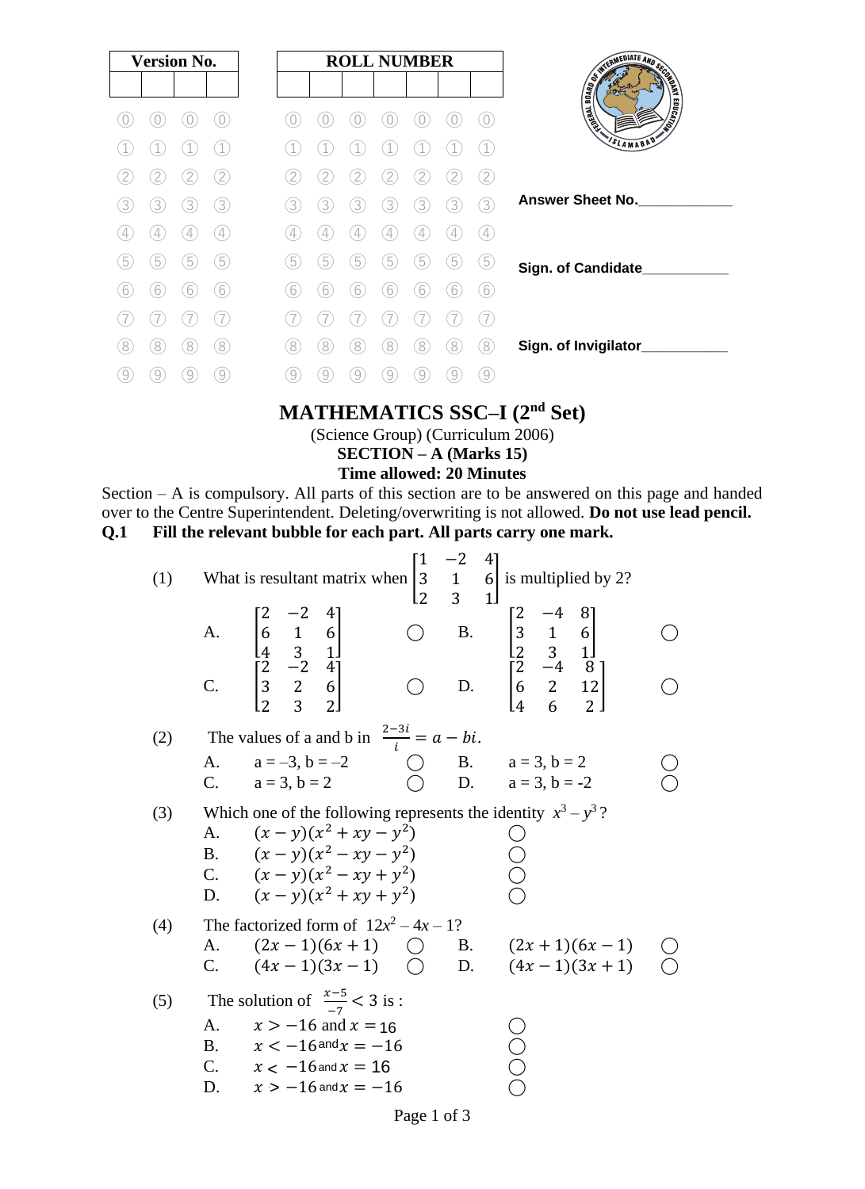| Version No. | | | |
|---|---|---|---|
| | | | |

| ROLL NUMBER | | | | | | |
|---|---|---|---|---|---|---|
| | | | | | | |

Answer Sheet No.____________

Sign. of Candidate___________

Sign. of Invigilator___________

# MATHEMATICS SSC–I (2nd Set)

(Science Group) (Curriculum 2006)

**SECTION – A (Marks 15)**

**Time allowed: 20 Minutes**

Section – A is compulsory. All parts of this section are to be answered on this page and handed over to the Centre Superintendent. Deleting/overwriting is not allowed. **Do not use lead pencil.**

**Q.1 Fill the relevant bubble for each part. All parts carry one mark.**

(1) What is resultant matrix when $\begin{bmatrix} 1 & -2 & 4 \\ 3 & 1 & 6 \\ 2 & 3 & 1 \end{bmatrix}$ is multiplied by 2?

A. $\begin{bmatrix} 2 & -2 & 4 \\ 6 & 1 & 6 \\ 4 & 3 & 1 \end{bmatrix}$ ◯  B. $\begin{bmatrix} 2 & -4 & 8 \\ 3 & 1 & 6 \\ 2 & 3 & 1 \end{bmatrix}$ ◯

C. $\begin{bmatrix} 2 & -2 & 4 \\ 3 & 2 & 6 \\ 2 & 3 & 2 \end{bmatrix}$ ◯  D. $\begin{bmatrix} 2 & -4 & 8 \\ 6 & 2 & 12 \\ 4 & 6 & 2 \end{bmatrix}$ ◯

(2) The values of a and b in $\frac{2-3i}{i} = a - bi$.

A. a = –3, b = –2 ◯  B. a = 3, b = 2 ◯

C. a = 3, b = 2 ◯  D. a = 3, b = -2 ◯

(3) Which one of the following represents the identity $x^3 - y^3$?

A. $(x-y)(x^2+xy-y^2)$ ◯

B. $(x-y)(x^2-xy-y^2)$ ◯

C. $(x-y)(x^2-xy+y^2)$ ◯

D. $(x-y)(x^2+xy+y^2)$ ◯

(4) The factorized form of $12x^2 - 4x - 1$?

A. $(2x-1)(6x+1)$ ◯  B. $(2x+1)(6x-1)$ ◯

C. $(4x-1)(3x-1)$ ◯  D. $(4x-1)(3x+1)$ ◯

(5) The solution of $\frac{x-5}{-7} < 3$ is :

A. $x > -16$ and $x = 16$ ◯

B. $x < -16$ and $x = -16$ ◯

C. $x < -16$ and $x = 16$ ◯

D. $x > -16$ and $x = -16$ ◯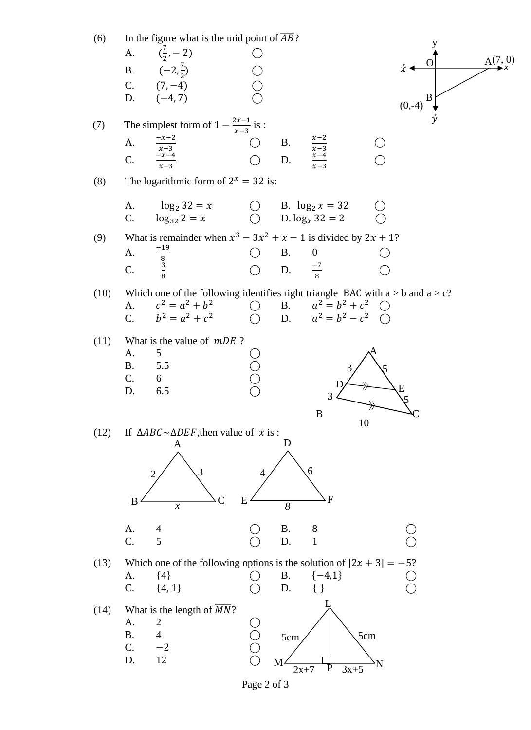(6) In the figure what is the mid point of $\overline{AB}$?

A. $(\frac{7}{2}, -2)$ ◯

B. $(-2, \frac{7}{2})$ ◯

C. $(7, -4)$ ◯

D. $(-4, 7)$ ◯

y, O, A(7, 0), $x$, $\acute{x}$, B, (0,-4), $\acute{y}$

(7) The simplest form of $1 - \frac{2x-1}{x-3}$ is :

A. $\frac{-x-2}{x-3}$ ◯ B. $\frac{x-2}{x-3}$ ◯

C. $\frac{-x-4}{x-3}$ ◯ D. $\frac{x-4}{x-3}$ ◯

(8) The logarithmic form of $2^x = 32$ is:

A. $\log_2 32 = x$ ◯ B. $\log_2 x = 32$ ◯

C. $\log_{32} 2 = x$ ◯ D. $\log_x 32 = 2$ ◯

(9) What is remainder when $x^3 - 3x^2 + x - 1$ is divided by $2x + 1$?

A. $\frac{-19}{8}$ ◯ B. $0$ ◯

C. $\frac{3}{8}$ ◯ D. $\frac{-7}{8}$ ◯

(10) Which one of the following identifies right triangle BAC with a > b and a > c?

A. $c^2 = a^2 + b^2$ ◯ B. $a^2 = b^2 + c^2$ ◯

C. $b^2 = a^2 + c^2$ ◯ D. $a^2 = b^2 - c^2$ ◯

(11) What is the value of $m\overline{DE}$ ?

A. 5 ◯

B. 5.5 ◯

C. 6 ◯

D. 6.5 ◯

A, D, E, B, C; AD = 3, DB = 3, AE = 5, EC = 5, BC = 10

(12) If $\Delta ABC \sim \Delta DEF$, then value of $x$ is :

A, B, C: AB = 2, AC = 3, BC = $x$; D, E, F: DE = 4, DF = 6, EF = $8$

A. 4 ◯ B. 8 ◯

C. 5 ◯ D. 1 ◯

(13) Which one of the following options is the solution of $|2x + 3| = -5$?

A. $\{4\}$ ◯ B. $\{-4, 1\}$ ◯

C. $\{4, 1\}$ ◯ D. $\{ \}$ ◯

(14) What is the length of $\overline{MN}$?

A. $2$ ◯

B. $4$ ◯

C. $-2$ ◯

D. $12$ ◯

L, M, N, P; LM = 5cm, LN = 5cm, MP = 2x+7, PN = 3x+5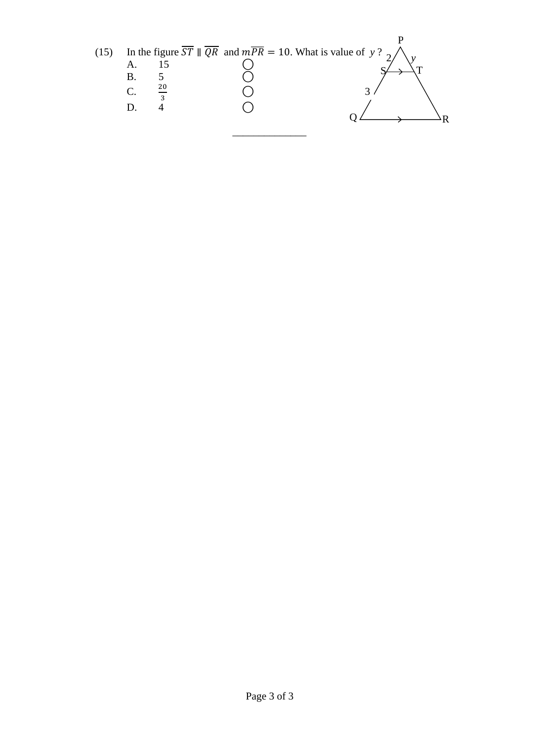(15) In the figure $\overline{ST} \parallel \overline{QR}$ and $m\overline{PR} = 10$. What is value of $y$ ?

A. 15

B. 5

C. $\frac{20}{3}$

D. 4

P

2 $y$

S T

3

Q R

______________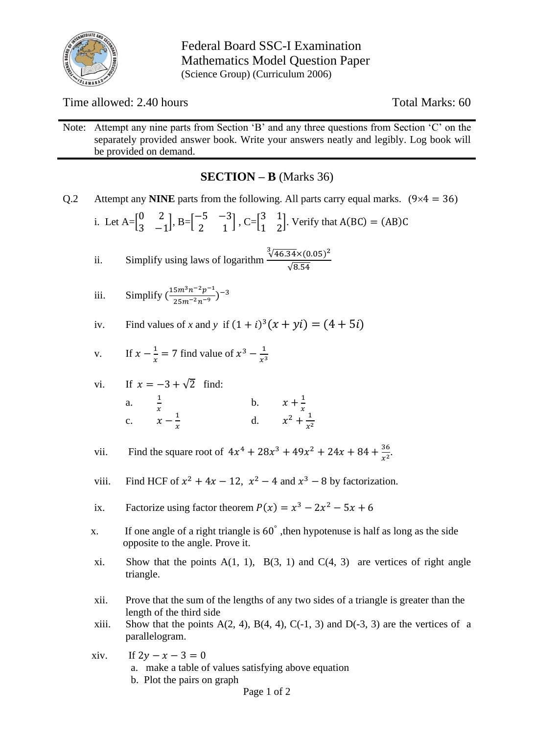Federal Board SSC-I Examination
Mathematics Model Question Paper
(Science Group) (Curriculum 2006)

Time allowed: 2.40 hours  Total Marks: 60

Note: Attempt any nine parts from Section 'B' and any three questions from Section 'C' on the separately provided answer book. Write your answers neatly and legibly. Log book will be provided on demand.

## SECTION – B (Marks 36)

**Q.2** Attempt any **NINE** parts from the following. All parts carry equal marks. $(9\times4 = 36)$

i. Let A=$\begin{bmatrix} 0 & 2 \\ 3 & -1 \end{bmatrix}$, B=$\begin{bmatrix} -5 & -3 \\ 2 & 1 \end{bmatrix}$, C=$\begin{bmatrix} 3 & 1 \\ 1 & 2 \end{bmatrix}$. Verify that $A(BC) = (AB)C$

ii. Simplify using laws of logarithm $\frac{\sqrt[3]{46.34}\times(0.05)^2}{\sqrt{8.54}}$

iii. Simplify $\left(\frac{15m^3n^{-2}p^{-1}}{25m^{-2}n^{-9}}\right)^{-3}$

iv. Find values of $x$ and $y$ if $(1+i)^3(x+yi) = (4+5i)$

v. If $x - \frac{1}{x} = 7$ find value of $x^3 - \frac{1}{x^3}$

vi. If $x = -3 + \sqrt{2}$ find:

a. $\frac{1}{x}$  b. $x + \frac{1}{x}$

c. $x - \frac{1}{x}$  d. $x^2 + \frac{1}{x^2}$

vii. Find the square root of $4x^4 + 28x^3 + 49x^2 + 24x + 84 + \frac{36}{x^2}$.

viii. Find HCF of $x^2 + 4x - 12$, $x^2 - 4$ and $x^3 - 8$ by factorization.

ix. Factorize using factor theorem $P(x) = x^3 - 2x^2 - 5x + 6$

x. If one angle of a right triangle is $60^\circ$ ,then hypotenuse is half as long as the side opposite to the angle. Prove it.

xi. Show that the points A(1, 1), B(3, 1) and C(4, 3) are vertices of right angle triangle.

xii. Prove that the sum of the lengths of any two sides of a triangle is greater than the length of the third side

xiii. Show that the points A(2, 4), B(4, 4), C(-1, 3) and D(-3, 3) are the vertices of a parallelogram.

xiv. If $2y - x - 3 = 0$

a. make a table of values satisfying above equation

b. Plot the pairs on graph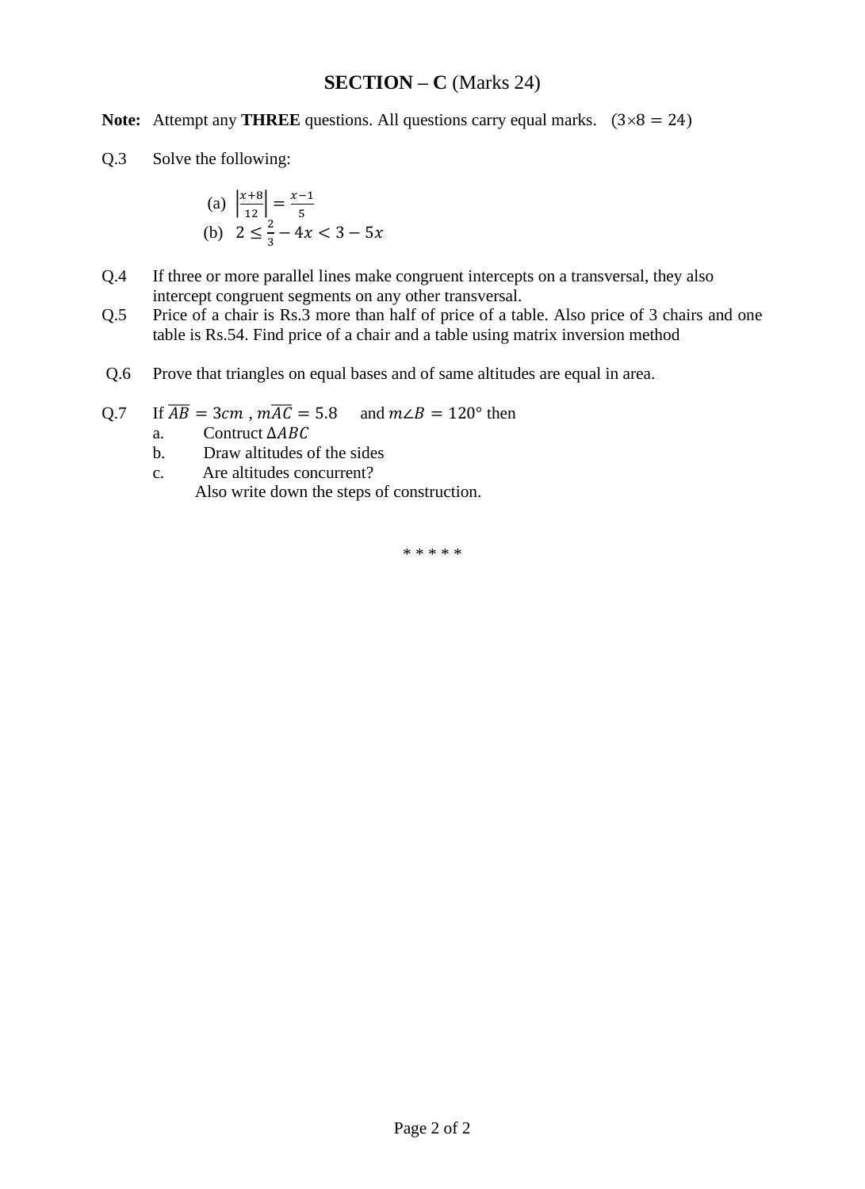## SECTION – C (Marks 24)

**Note:** Attempt any **THREE** questions. All questions carry equal marks. $(3\times8 = 24)$

Q.3 Solve the following:

(a) $\left|\frac{x+8}{12}\right| = \frac{x-1}{5}$

(b) $2 \leq \frac{2}{3} - 4x < 3 - 5x$

Q.4 If three or more parallel lines make congruent intercepts on a transversal, they also intercept congruent segments on any other transversal.

Q.5 Price of a chair is Rs.3 more than half of price of a table. Also price of 3 chairs and one table is Rs.54. Find price of a chair and a table using matrix inversion method

Q.6 Prove that triangles on equal bases and of same altitudes are equal in area.

Q.7 If $\overline{AB} = 3cm$ , $m\overline{AC} = 5.8$ and $m\angle B = 120°$ then

a. Contruct $\Delta ABC$

b. Draw altitudes of the sides

c. Are altitudes concurrent?

Also write down the steps of construction.

\* \* \* \* \*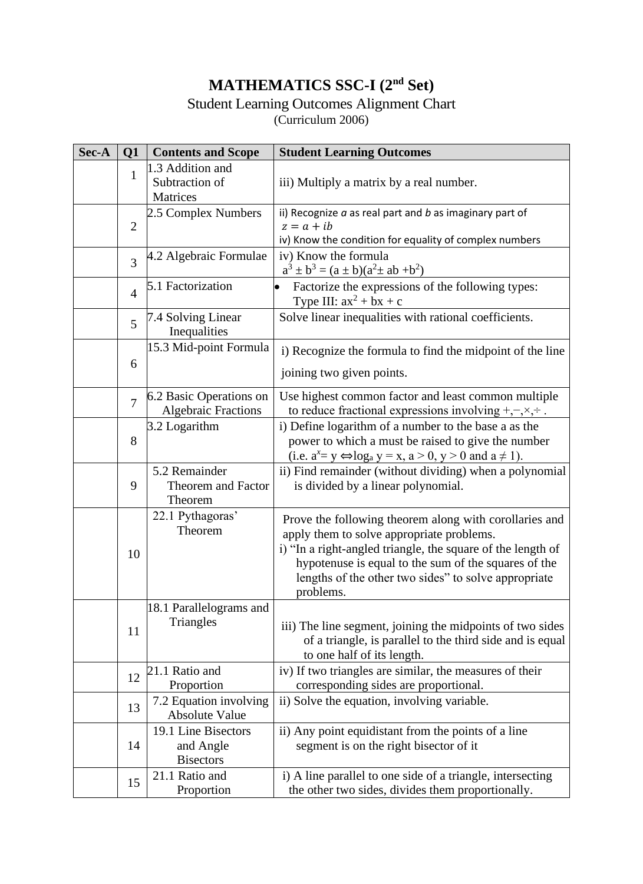# MATHEMATICS SSC-I (2nd Set)

Student Learning Outcomes Alignment Chart

(Curriculum 2006)

| Sec-A | Q1 | Contents and Scope | Student Learning Outcomes |
|---|---|---|---|
| | 1 | 1.3 Addition and Subtraction of Matrices | iii) Multiply a matrix by a real number. |
| | 2 | 2.5 Complex Numbers | ii) Recognize $a$ as real part and $b$ as imaginary part of $z = a + ib$<br>iv) Know the condition for equality of complex numbers |
| | 3 | 4.2 Algebraic Formulae | iv) Know the formula $a^3 \pm b^3 = (a \pm b)(a^2 \pm ab + b^2)$ |
| | 4 | 5.1 Factorization | • Factorize the expressions of the following types: Type III: $ax^2 + bx + c$ |
| | 5 | 7.4 Solving Linear Inequalities | Solve linear inequalities with rational coefficients. |
| | 6 | 15.3 Mid-point Formula | i) Recognize the formula to find the midpoint of the line joining two given points. |
| | 7 | 6.2 Basic Operations on Algebraic Fractions | Use highest common factor and least common multiple to reduce fractional expressions involving $+, -, \times, \div$ . |
| | 8 | 3.2 Logarithm | i) Define logarithm of a number to the base a as the power to which a must be raised to give the number (i.e. $a^x = y \Leftrightarrow \log_a y = x$, $a > 0$, $y > 0$ and $a \neq 1$). |
| | 9 | 5.2 Remainder Theorem and Factor Theorem | ii) Find remainder (without dividing) when a polynomial is divided by a linear polynomial. |
| | 10 | 22.1 Pythagoras' Theorem | Prove the following theorem along with corollaries and apply them to solve appropriate problems.<br>i) "In a right-angled triangle, the square of the length of hypotenuse is equal to the sum of the squares of the lengths of the other two sides" to solve appropriate problems. |
| | 11 | 18.1 Parallelograms and Triangles | iii) The line segment, joining the midpoints of two sides of a triangle, is parallel to the third side and is equal to one half of its length. |
| | 12 | 21.1 Ratio and Proportion | iv) If two triangles are similar, the measures of their corresponding sides are proportional. |
| | 13 | 7.2 Equation involving Absolute Value | ii) Solve the equation, involving variable. |
| | 14 | 19.1 Line Bisectors and Angle Bisectors | ii) Any point equidistant from the points of a line segment is on the right bisector of it |
| | 15 | 21.1 Ratio and Proportion | i) A line parallel to one side of a triangle, intersecting the other two sides, divides them proportionally. |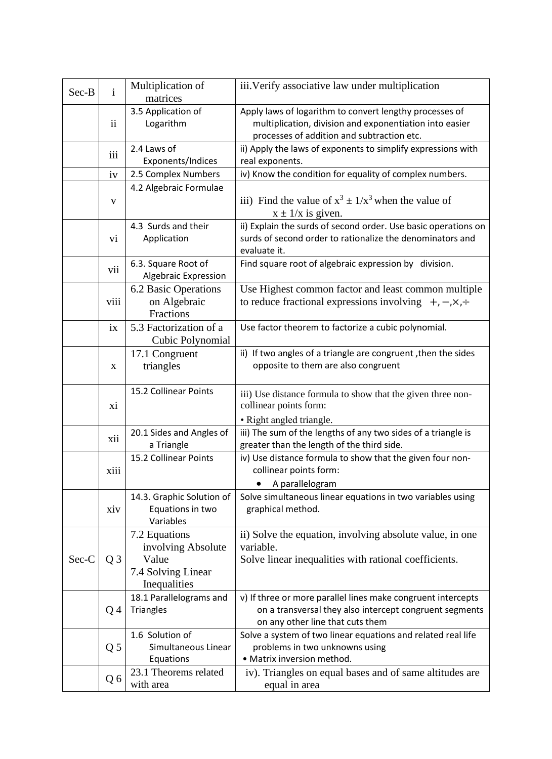| Sec-B | i | Multiplication of matrices | iii.Verify associative law under multiplication |
|---|---|---|---|
| | ii | 3.5 Application of Logarithm | Apply laws of logarithm to convert lengthy processes of multiplication, division and exponentiation into easier processes of addition and subtraction etc. |
| | iii | 2.4 Laws of Exponents/Indices | ii) Apply the laws of exponents to simplify expressions with real exponents. |
| | iv | 2.5 Complex Numbers | iv) Know the condition for equality of complex numbers. |
| | v | 4.2 Algebraic Formulae | iii) Find the value of $x^3 \pm 1/x^3$ when the value of $x \pm 1/x$ is given. |
| | vi | 4.3 Surds and their Application | ii) Explain the surds of second order. Use basic operations on surds of second order to rationalize the denominators and evaluate it. |
| | vii | 6.3. Square Root of Algebraic Expression | Find square root of algebraic expression by division. |
| | viii | 6.2 Basic Operations on Algebraic Fractions | Use Highest common factor and least common multiple to reduce fractional expressions involving $+, -, \times, \div$ |
| | ix | 5.3 Factorization of a Cubic Polynomial | Use factor theorem to factorize a cubic polynomial. |
| | x | 17.1 Congruent triangles | ii) If two angles of a triangle are congruent ,then the sides opposite to them are also congruent |
| | xi | 15.2 Collinear Points | iii) Use distance formula to show that the given three non-collinear points form:<br>• Right angled triangle. |
| | xii | 20.1 Sides and Angles of a Triangle | iii) The sum of the lengths of any two sides of a triangle is greater than the length of the third side. |
| | xiii | 15.2 Collinear Points | iv) Use distance formula to show that the given four non-collinear points form:<br>• A parallelogram |
| | xiv | 14.3. Graphic Solution of Equations in two Variables | Solve simultaneous linear equations in two variables using graphical method. |
| Sec-C | Q 3 | 7.2 Equations involving Absolute Value<br>7.4 Solving Linear Inequalities | ii) Solve the equation, involving absolute value, in one variable.<br>Solve linear inequalities with rational coefficients. |
| | Q 4 | 18.1 Parallelograms and Triangles | v) If three or more parallel lines make congruent intercepts on a transversal they also intercept congruent segments on any other line that cuts them |
| | Q 5 | 1.6 Solution of Simultaneous Linear Equations | Solve a system of two linear equations and related real life problems in two unknowns using<br>• Matrix inversion method. |
| | Q 6 | 23.1 Theorems related with area | iv). Triangles on equal bases and of same altitudes are equal in area |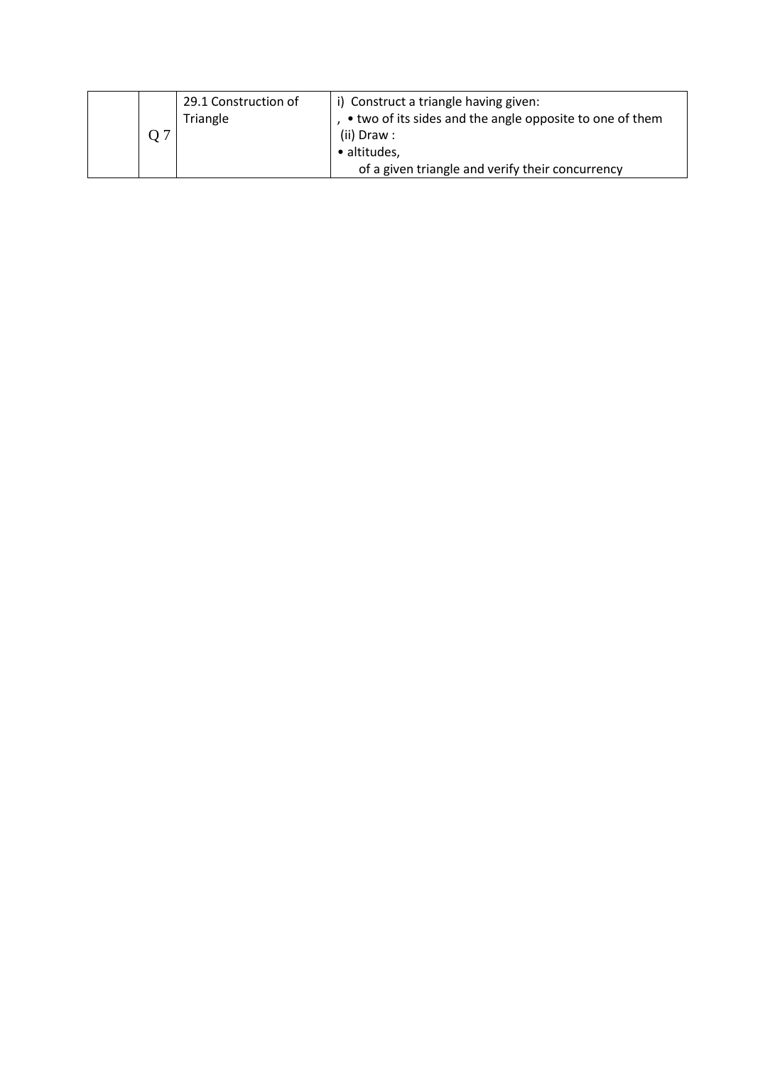|  | Q 7 | 29.1 Construction of Triangle | i) Construct a triangle having given:<br>, • two of its sides and the angle opposite to one of them<br>(ii) Draw :<br>• altitudes,<br>of a given triangle and verify their concurrency |
|---|---|---|---|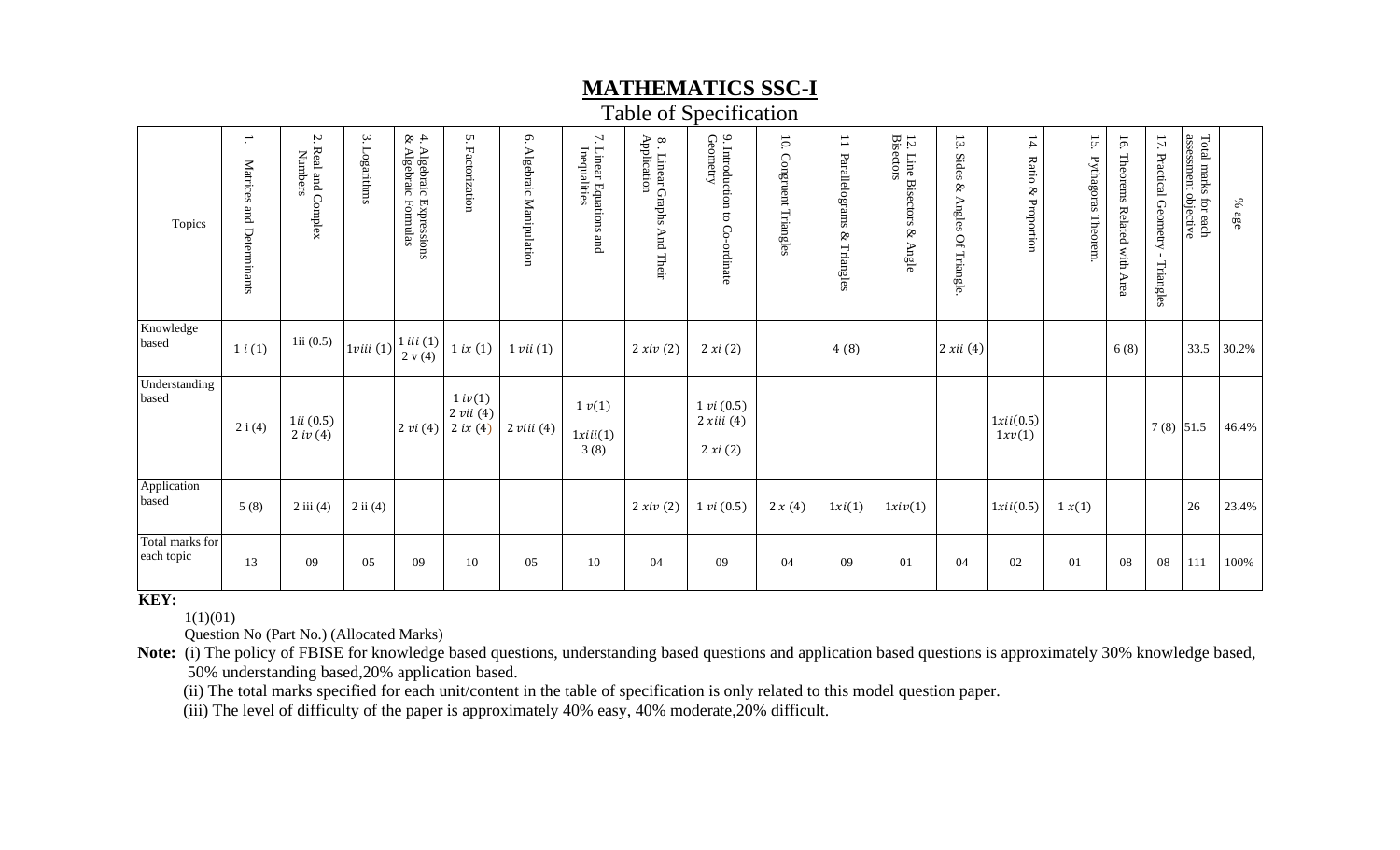# MATHEMATICS SSC-I

## Table of Specification

| Topics | 1. Matrices and Determinants | 2. Real and Complex Numbers | 3. Logarithms | 4. Algebraic Expressions & Algebraic Formulas | 5. Factorization | 6. Algebraic Manipulation | 7. Linear Equations and Inequalities | 8. Linear Graphs And Their Application | 9. Introduction to Co-ordinate Geometry | 10. Congruent Triangles | 11 Parallelograms & Triangles | 12. Line Bisectors & Angle Bisectors | 13. Sides & Angles Of Triangle. | 14. Ratio & Proportion | 15. Pythagoras Theorem. | 16. Theorems Related with Area | 17. Practical Geometry - Triangles | Total marks for each assessment objective | % age |
|---|---|---|---|---|---|---|---|---|---|---|---|---|---|---|---|---|---|---|---|
| Knowledge based | 1 *i* (1) | 1ii (0.5) | 1*viii* (1) | 1 *iii* (1) 2 v (4) | 1 *ix* (1) | 1 *vii* (1) | | 2 *xiv* (2) | 2 *xi* (2) | | 4 (8) | | 2 *xii* (4) | | | 6 (8) | | 33.5 | 30.2% |
| Understanding based | 2 i (4) | 1*ii* (0.5) 2 *iv* (4) | | 2 *vi* (4) | 1 *iv*(1) 2 *vii* (4) 2 *ix* (4) | 2 *viii* (4) | 1 *v*(1) 1*xiii*(1) 3 (8) | | 1 *vi* (0.5) 2 *xiii* (4) 2 *xi* (2) | | | | | 1*xii*(0.5) 1*xv*(1) | | | 7 (8) | 51.5 | 46.4% |
| Application based | 5 (8) | 2 iii (4) | 2 ii (4) | | | | | 2 *xiv* (2) | 1 *vi* (0.5) | 2 *x* (4) | 1*xi*(1) | 1*xiv*(1) | | 1*xii*(0.5) | 1 *x*(1) | | | 26 | 23.4% |
| Total marks for each topic | 13 | 09 | 05 | 09 | 10 | 05 | 10 | 04 | 09 | 04 | 09 | 01 | 04 | 02 | 01 | 08 | 08 | 111 | 100% |

**KEY:**

1(1)(01)

Question No (Part No.) (Allocated Marks)

**Note:** (i) The policy of FBISE for knowledge based questions, understanding based questions and application based questions is approximately 30% knowledge based, 50% understanding based,20% application based.

(ii) The total marks specified for each unit/content in the table of specification is only related to this model question paper.

(iii) The level of difficulty of the paper is approximately 40% easy, 40% moderate,20% difficult.